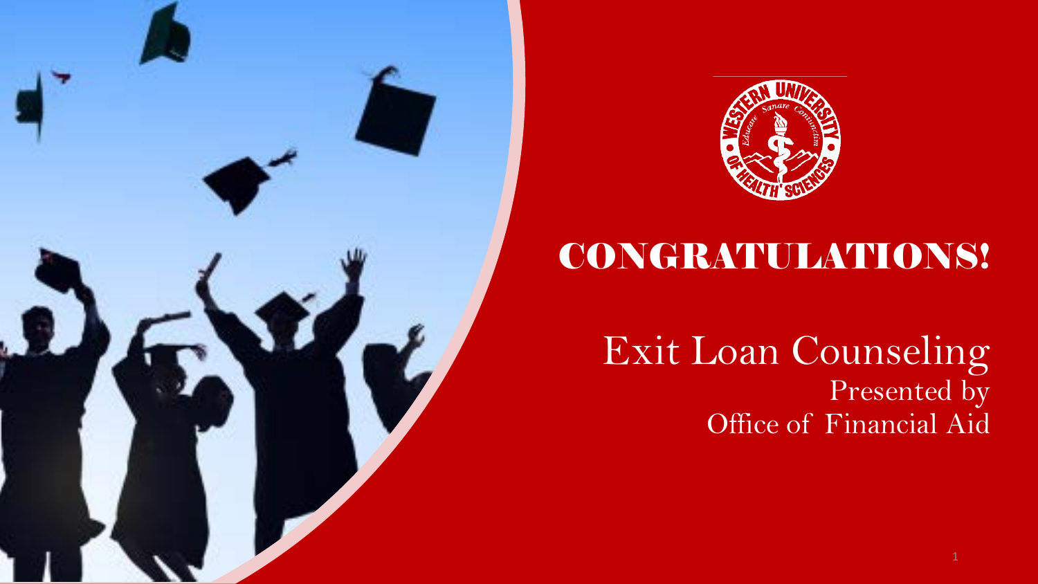# CONGRATULATIONS!

## Exit Loan Counseling

Presented by

Office of Financial Aid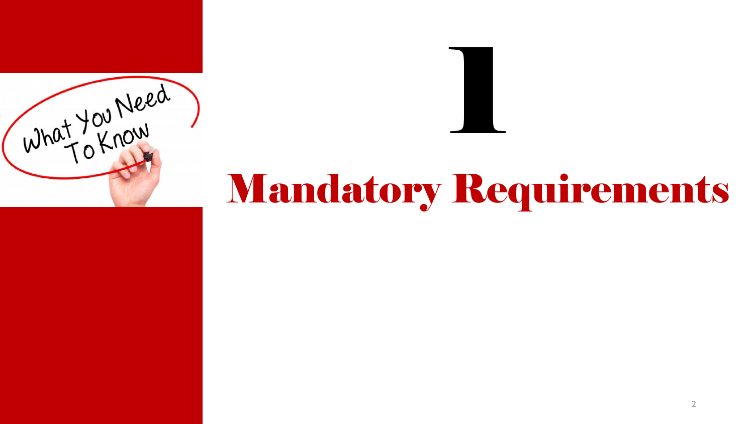# 1

# Mandatory Requirements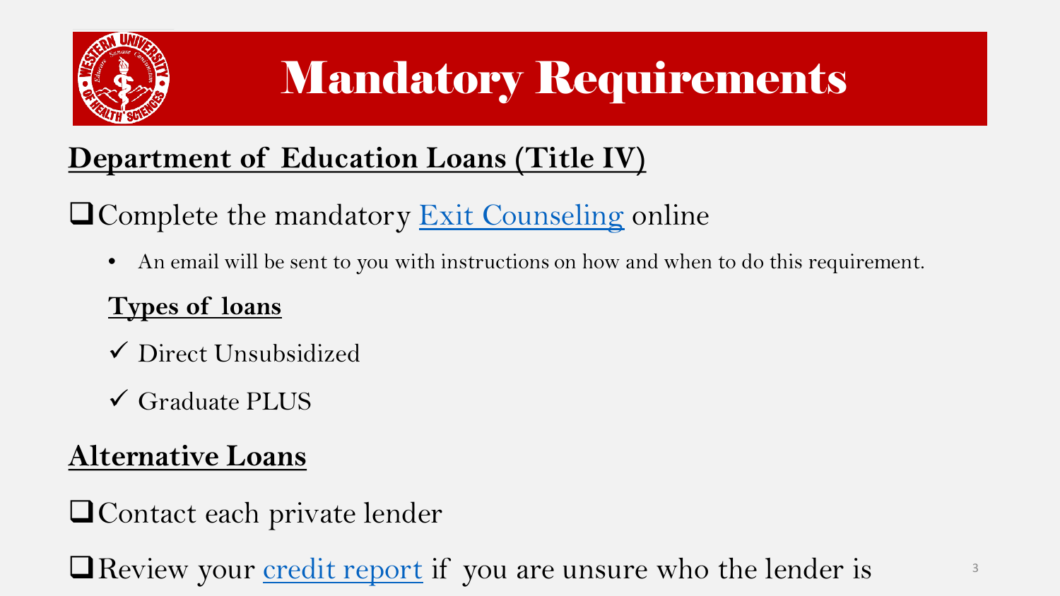# Mandatory Requirements

## Department of Education Loans (Title IV)

- [ ] Complete the mandatory Exit Counseling online
  - An email will be sent to you with instructions on how and when to do this requirement.

### Types of loans

- ✓ Direct Unsubsidized
- ✓ Graduate PLUS

## Alternative Loans

- [ ] Contact each private lender
- [ ] Review your credit report if you are unsure who the lender is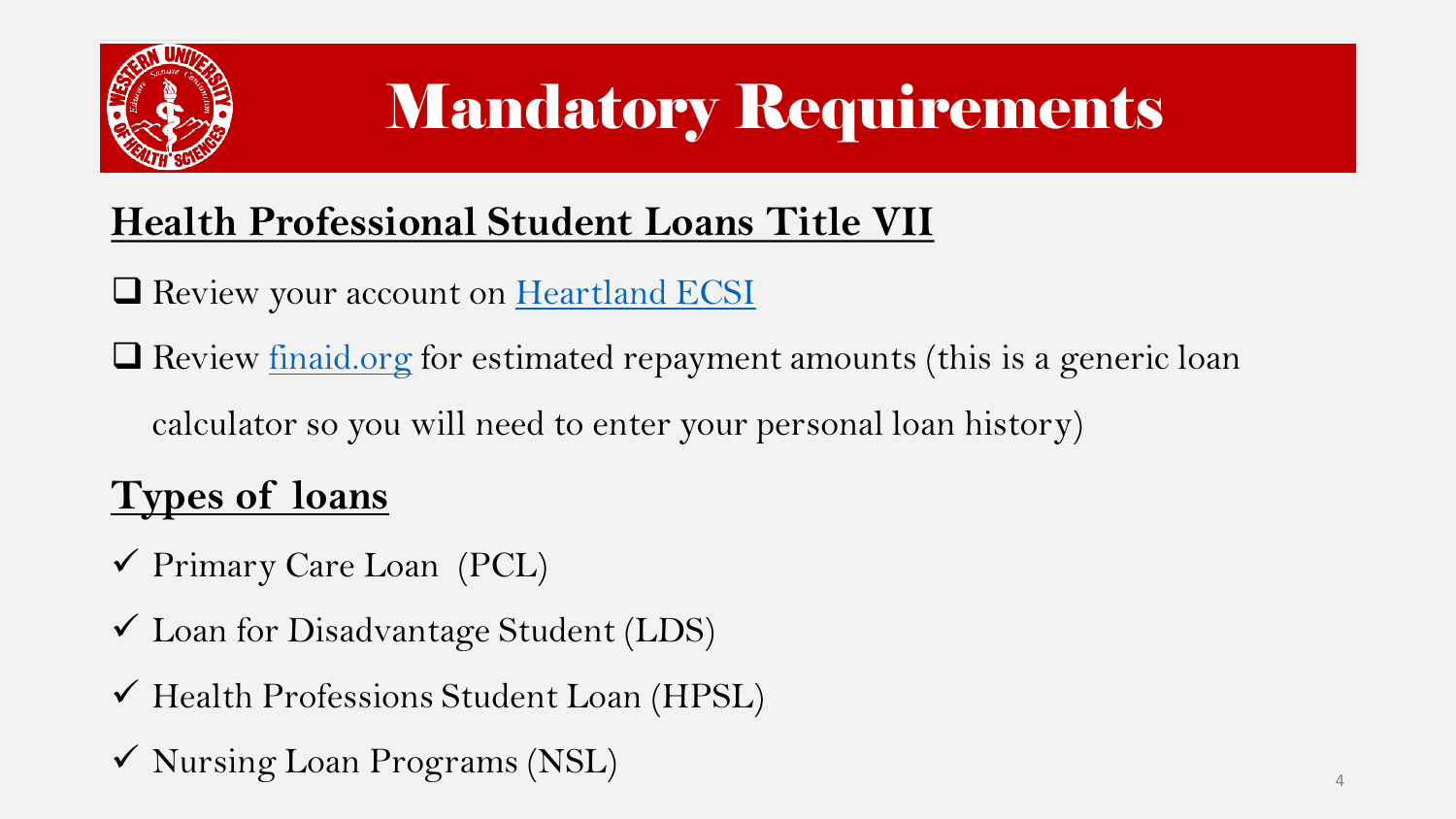# Mandatory Requirements

## Health Professional Student Loans Title VII

- [ ] Review your account on [Heartland ECSI]
- [ ] Review [finaid.org] for estimated repayment amounts (this is a generic loan calculator so you will need to enter your personal loan history)

## Types of loans

- ✓ Primary Care Loan (PCL)
- ✓ Loan for Disadvantage Student (LDS)
- ✓ Health Professions Student Loan (HPSL)
- ✓ Nursing Loan Programs (NSL)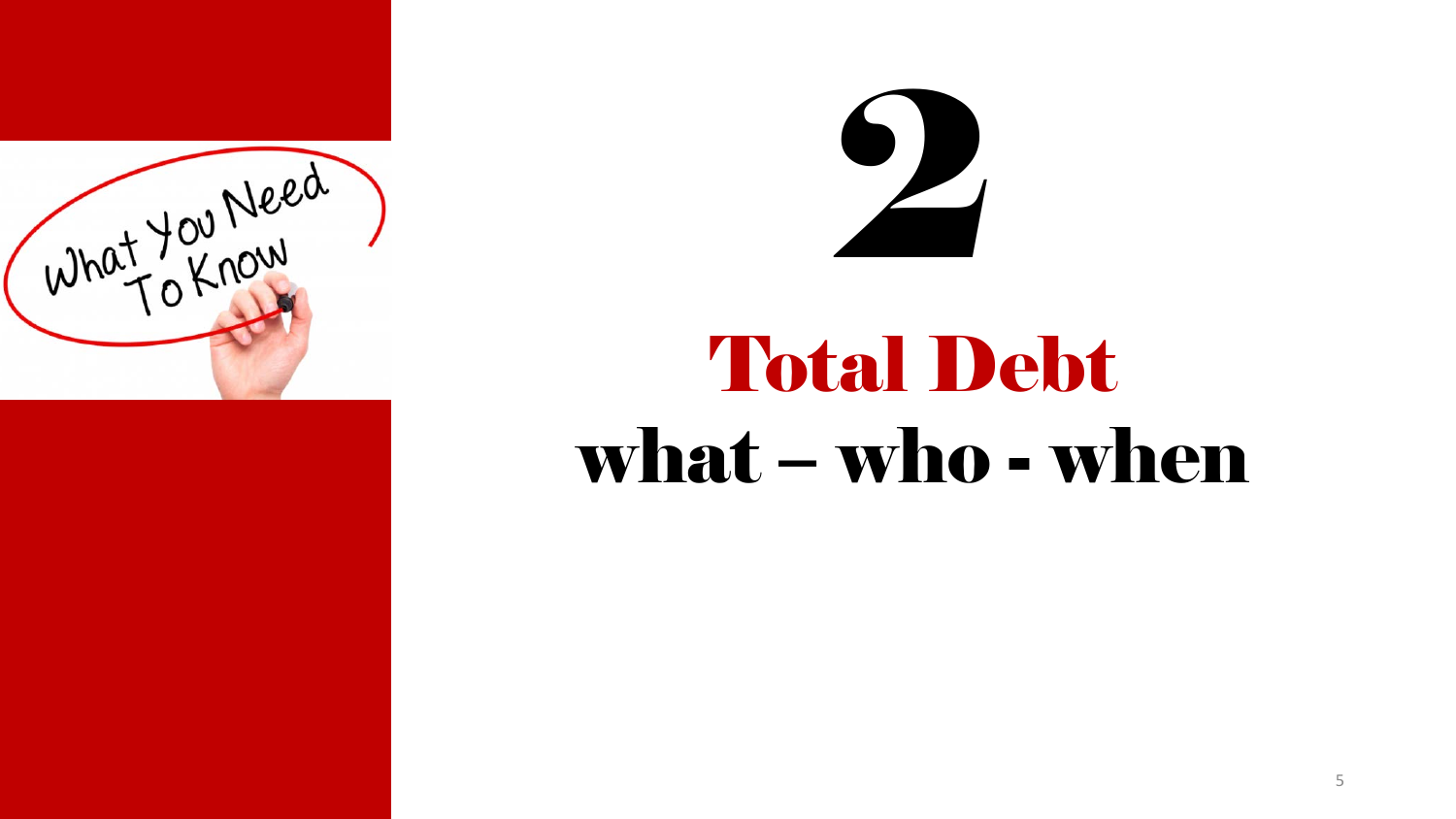# 2

## Total Debt

## what – who - when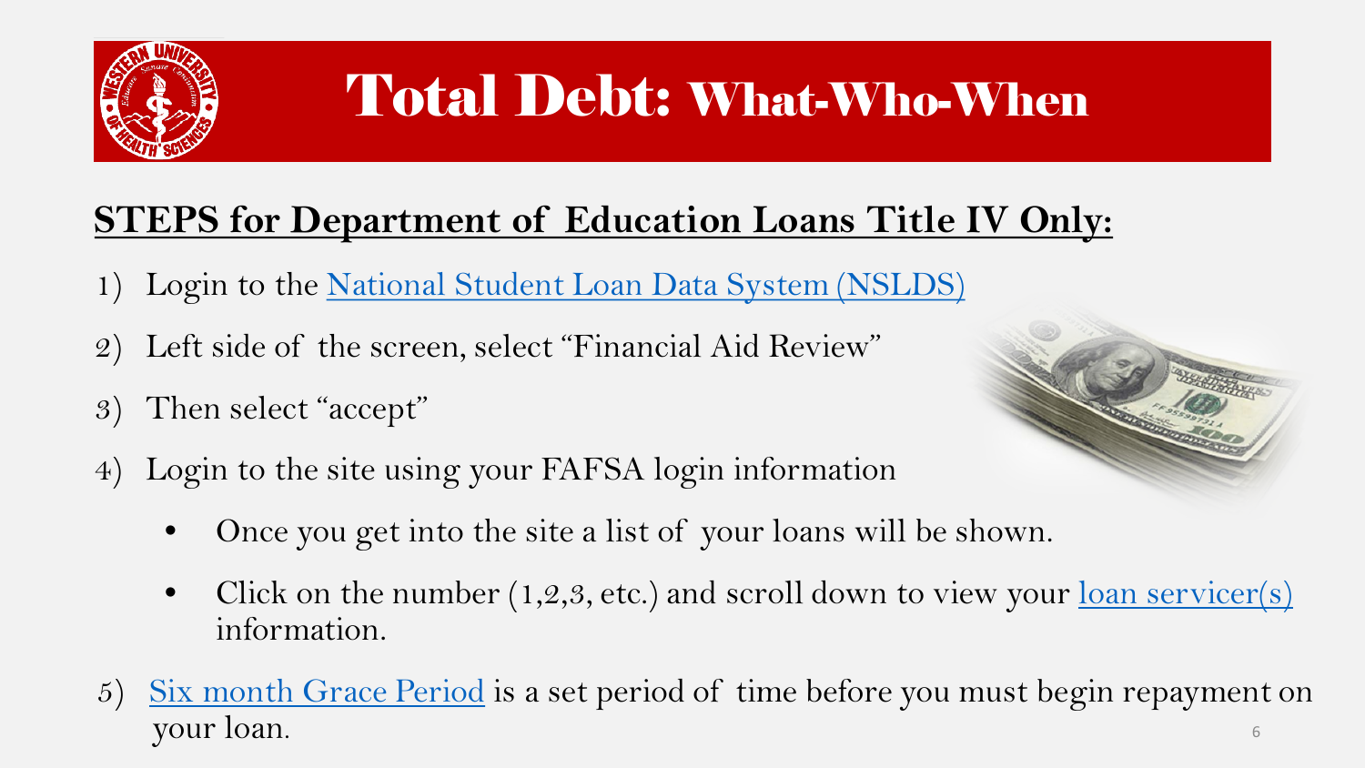# Total Debt: What-Who-When

## STEPS for Department of Education Loans Title IV Only:

1) Login to the [National Student Loan Data System (NSLDS)]()
2) Left side of the screen, select "Financial Aid Review"
3) Then select "accept"
4) Login to the site using your FAFSA login information
   - Once you get into the site a list of your loans will be shown.
   - Click on the number (1,2,3, etc.) and scroll down to view your [loan servicer(s)]() information.
5) [Six month Grace Period]() is a set period of time before you must begin repayment on your loan.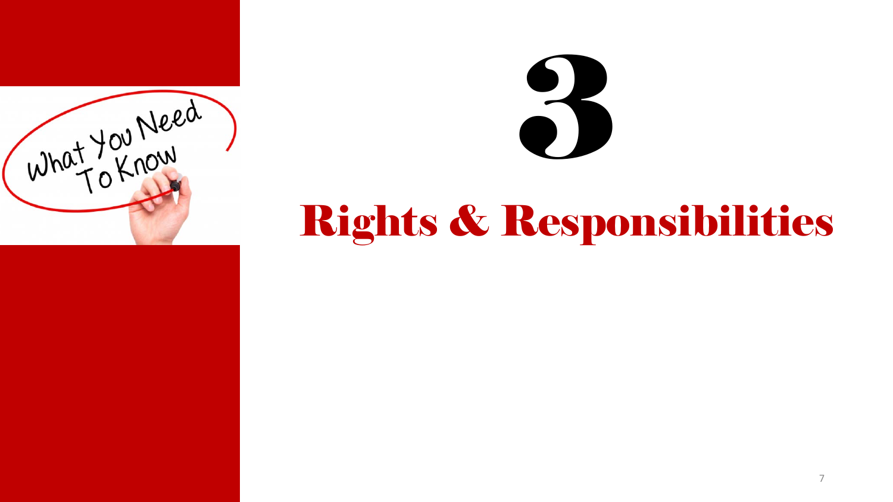# 3

# Rights & Responsibilities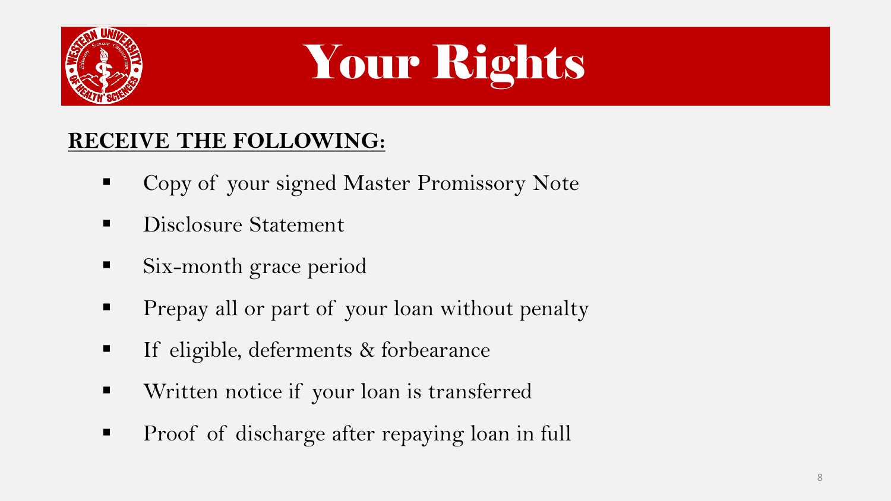# Your Rights

**RECEIVE THE FOLLOWING:**

- Copy of your signed Master Promissory Note
- Disclosure Statement
- Six-month grace period
- Prepay all or part of your loan without penalty
- If eligible, deferments & forbearance
- Written notice if your loan is transferred
- Proof of discharge after repaying loan in full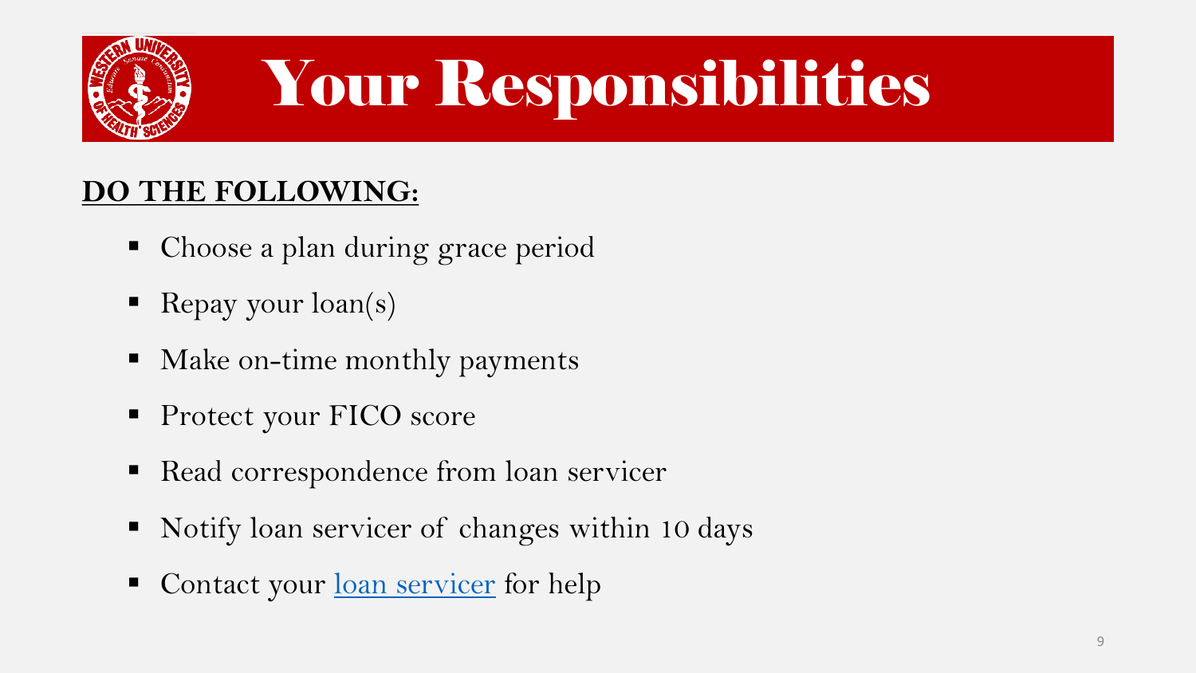# Your Responsibilities

**DO THE FOLLOWING:**

- Choose a plan during grace period
- Repay your loan(s)
- Make on-time monthly payments
- Protect your FICO score
- Read correspondence from loan servicer
- Notify loan servicer of changes within 10 days
- Contact your loan servicer for help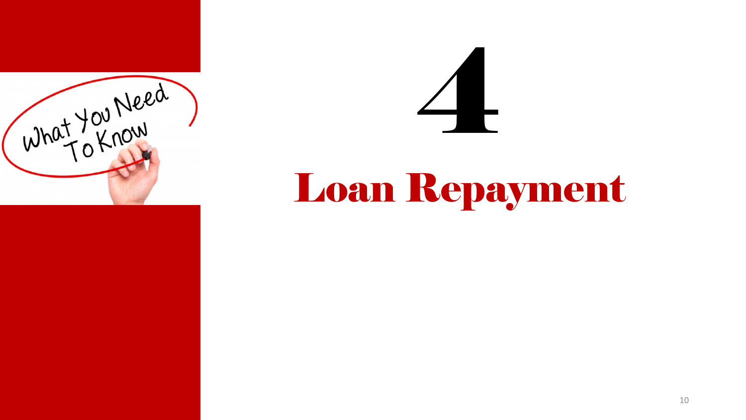# 4

# Loan Repayment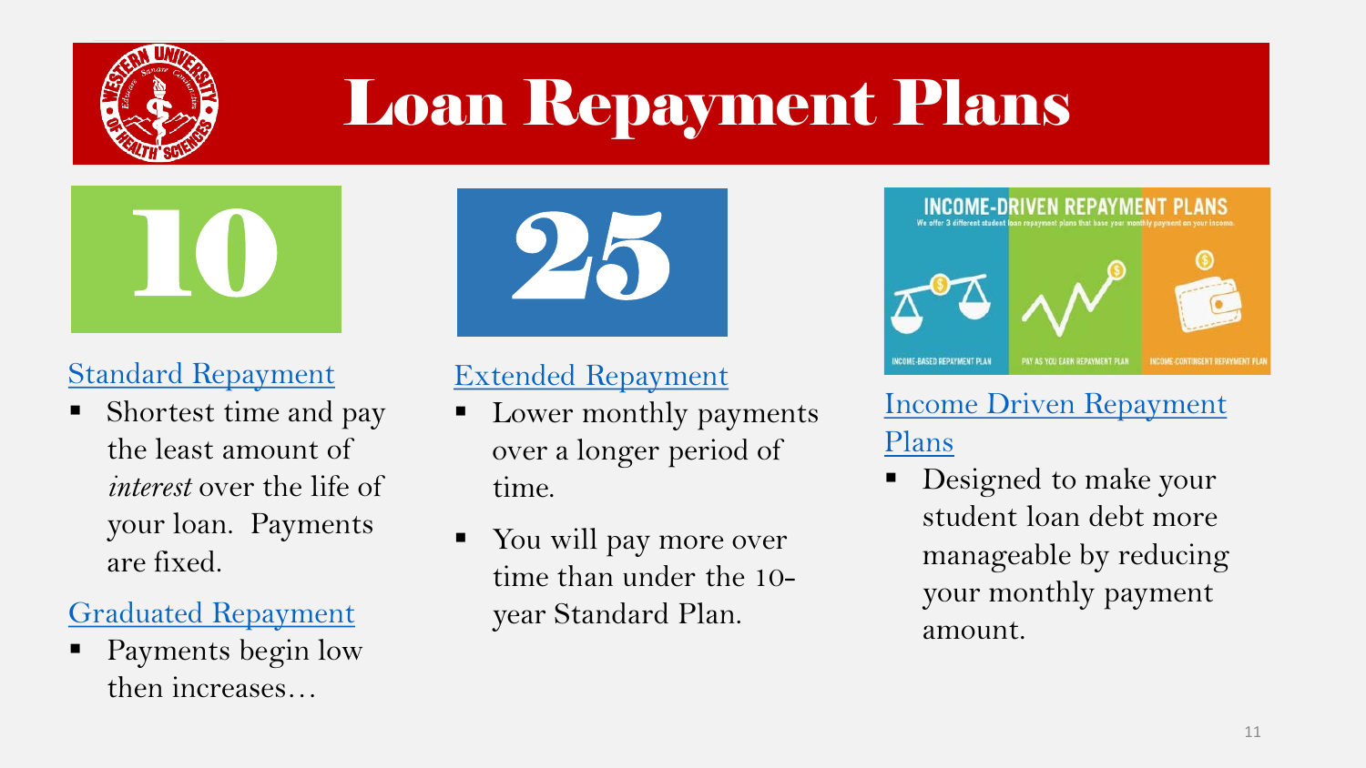# Loan Repayment Plans

**10**

Standard Repayment

- Shortest time and pay the least amount of *interest* over the life of your loan. Payments are fixed.

Graduated Repayment

- Payments begin low then increases…

**25**

Extended Repayment

- Lower monthly payments over a longer period of time.
- You will pay more over time than under the 10-year Standard Plan.

INCOME-DRIVEN REPAYMENT PLANS

We offer 3 different student loan repayment plans that base your monthly payment on your income.

INCOME-BASED REPAYMENT PLAN | PAY AS YOU EARN REPAYMENT PLAN | INCOME-CONTINGENT REPAYMENT PLAN

Income Driven Repayment Plans

- Designed to make your student loan debt more manageable by reducing your monthly payment amount.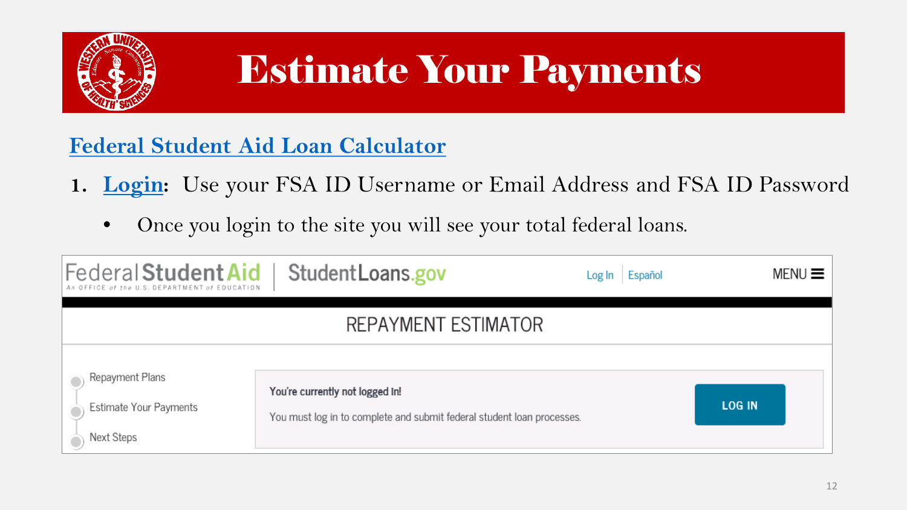# Estimate Your Payments

## Federal Student Aid Loan Calculator

1. **Login:** Use your FSA ID Username or Email Address and FSA ID Password
   - Once you login to the site you will see your total federal loans.

Federal Student Aid — An OFFICE of the U.S. DEPARTMENT of EDUCATION | StudentLoans.gov

Log In | Español

MENU

REPAYMENT ESTIMATOR

- Repayment Plans
- Estimate Your Payments
- Next Steps

**You're currently not logged in!**

You must log in to complete and submit federal student loan processes.

LOG IN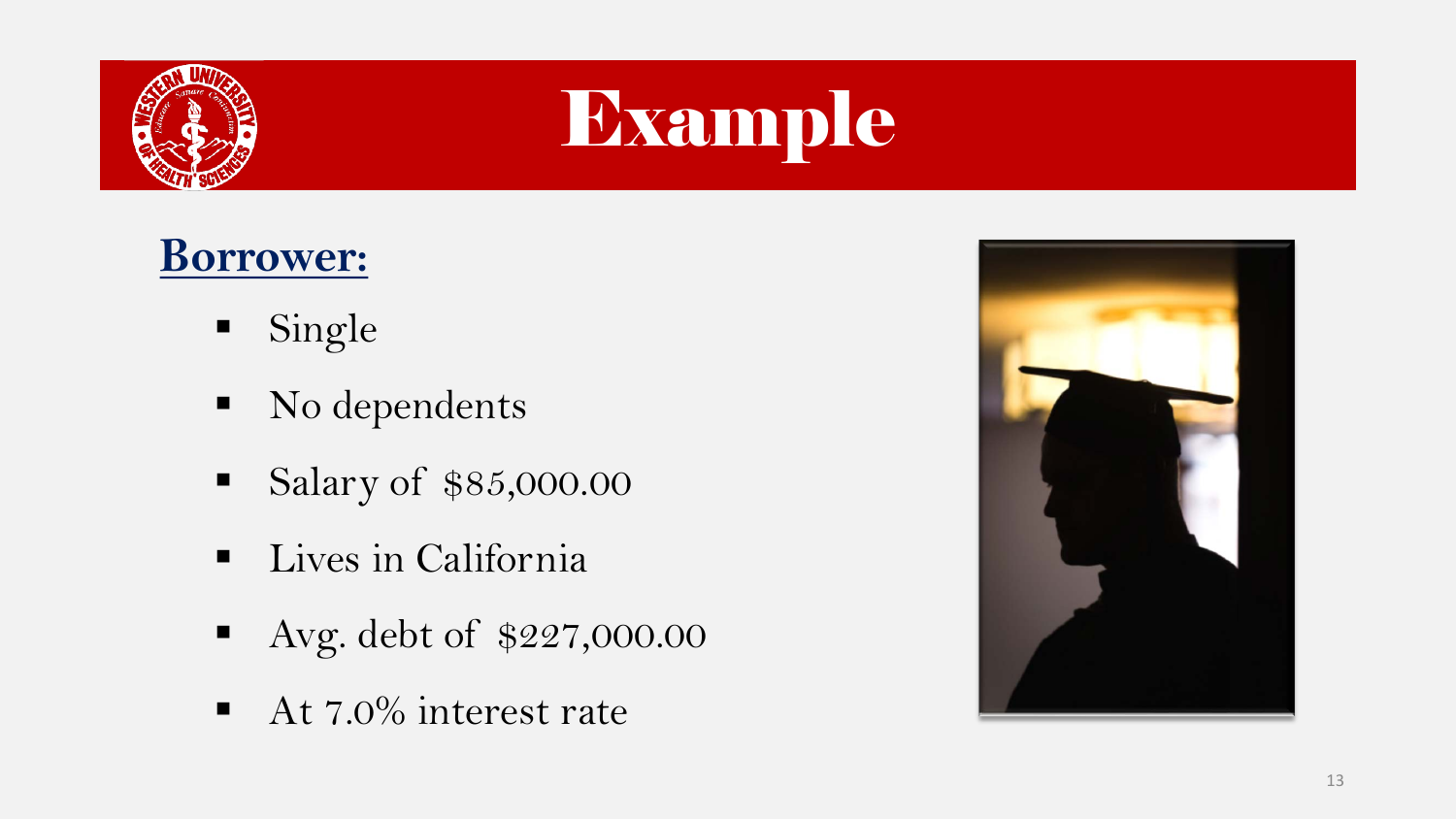# Example

**Borrower:**

- Single
- No dependents
- Salary of $85,000.00
- Lives in California
- Avg. debt of $227,000.00
- At 7.0% interest rate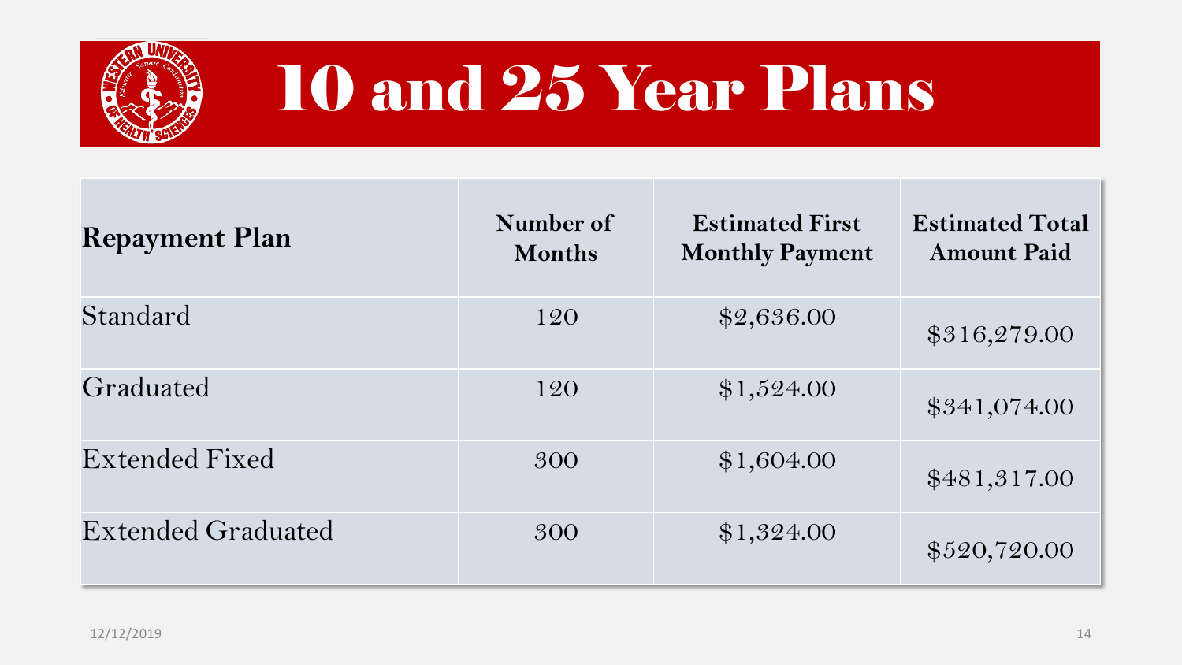# 10 and 25 Year Plans

| Repayment Plan | Number of Months | Estimated First Monthly Payment | Estimated Total Amount Paid |
|---|---|---|---|
| Standard | 120 | $2,636.00 | $316,279.00 |
| Graduated | 120 | $1,524.00 | $341,074.00 |
| Extended Fixed | 300 | $1,604.00 | $481,317.00 |
| Extended Graduated | 300 | $1,324.00 | $520,720.00 |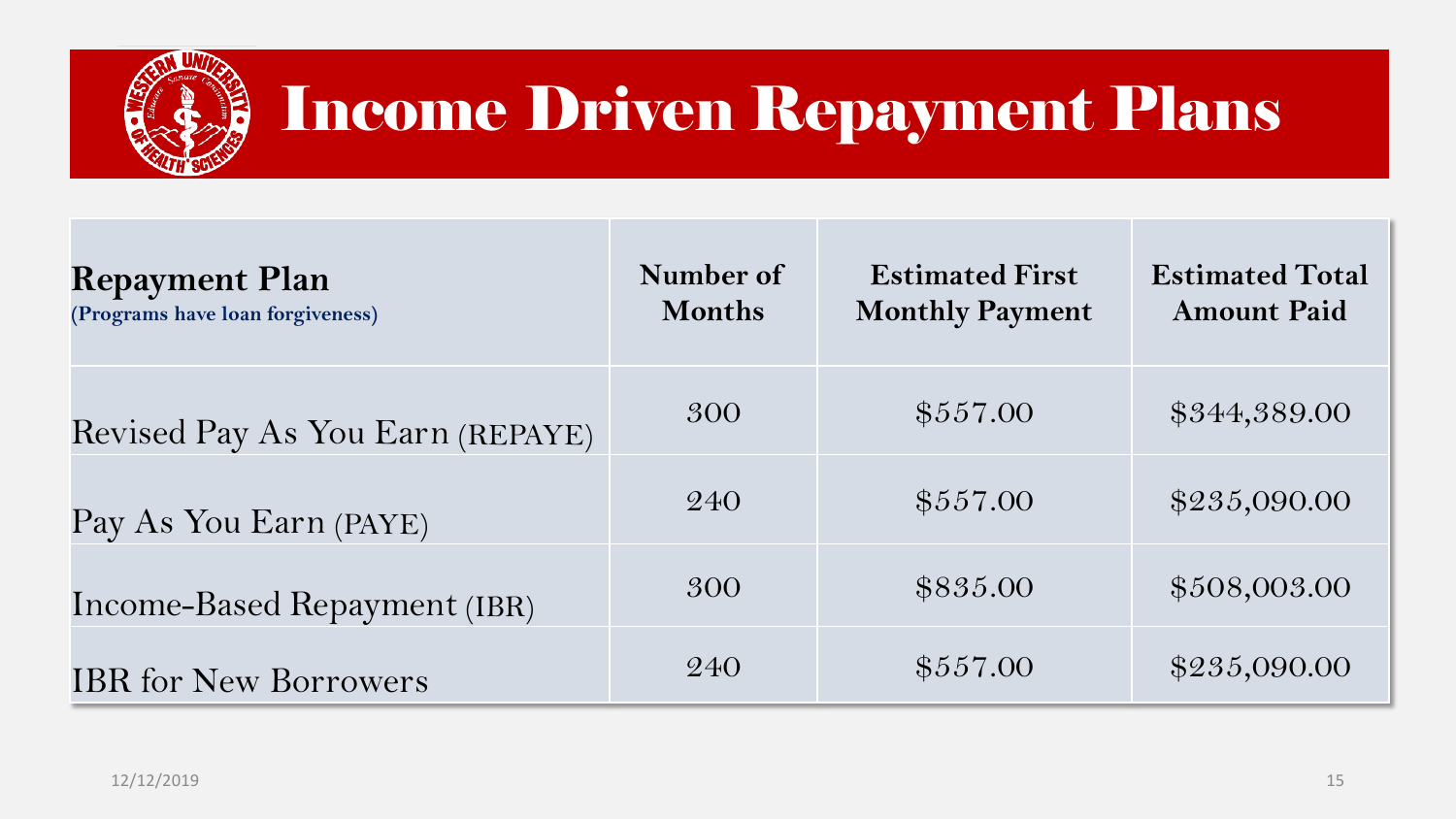# Income Driven Repayment Plans

| Repayment Plan (Programs have loan forgiveness) | Number of Months | Estimated First Monthly Payment | Estimated Total Amount Paid |
|---|---|---|---|
| Revised Pay As You Earn (REPAYE) | 300 | $557.00 | $344,389.00 |
| Pay As You Earn (PAYE) | 240 | $557.00 | $235,090.00 |
| Income-Based Repayment (IBR) | 300 | $835.00 | $508,003.00 |
| IBR for New Borrowers | 240 | $557.00 | $235,090.00 |

12/12/2019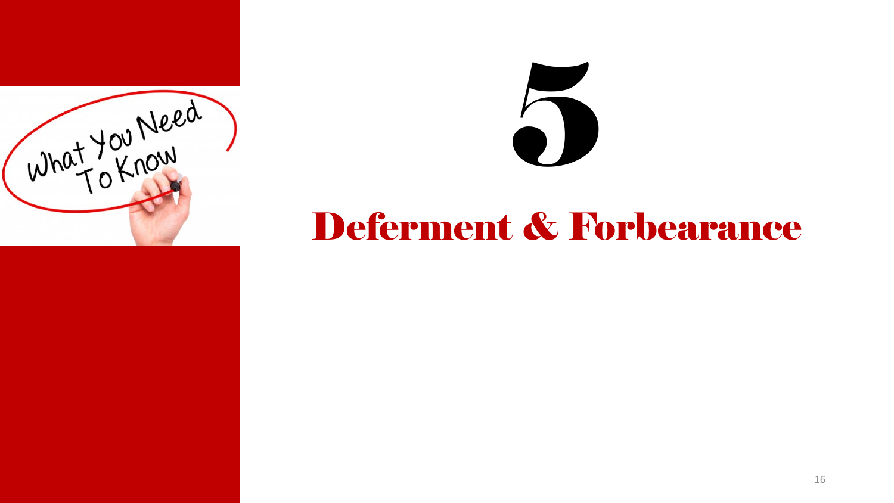# 5

## Deferment & Forbearance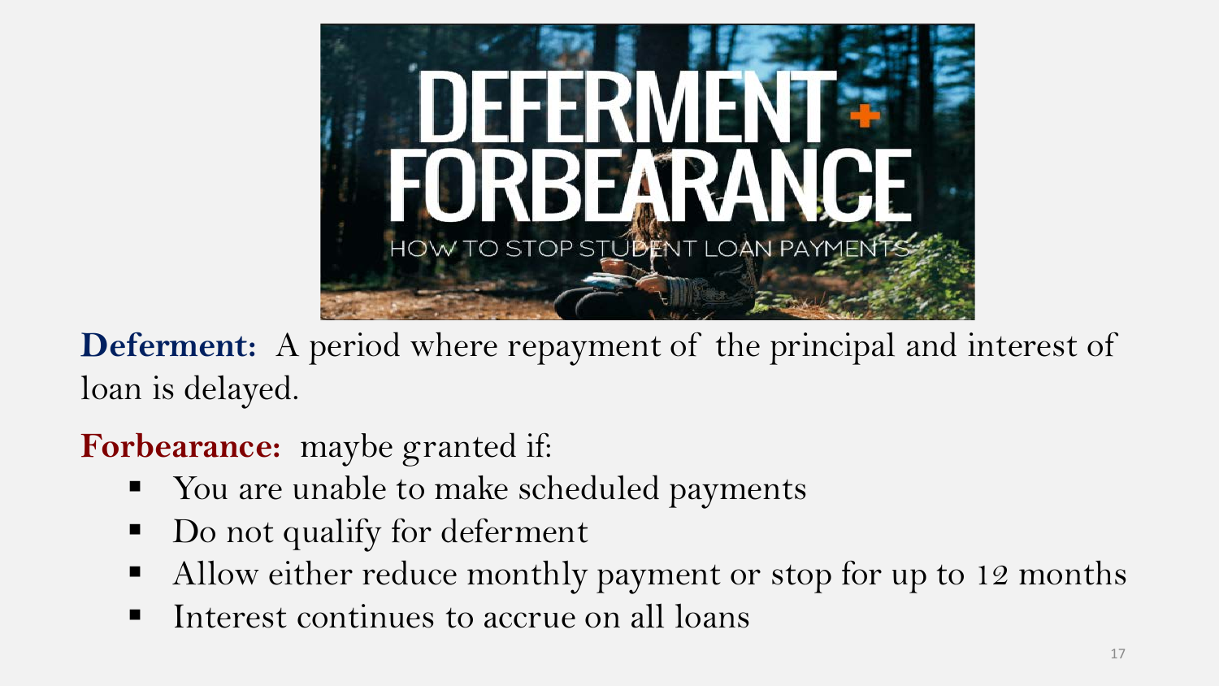**Deferment:** A period where repayment of the principal and interest of loan is delayed.

**Forbearance:** maybe granted if:

- You are unable to make scheduled payments
- Do not qualify for deferment
- Allow either reduce monthly payment or stop for up to 12 months
- Interest continues to accrue on all loans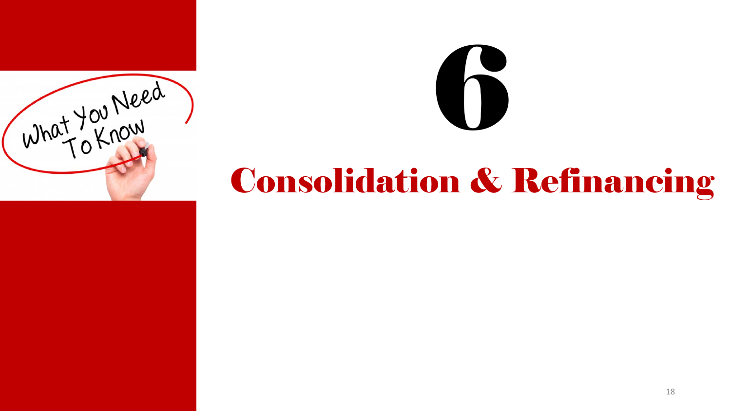# 6

# Consolidation & Refinancing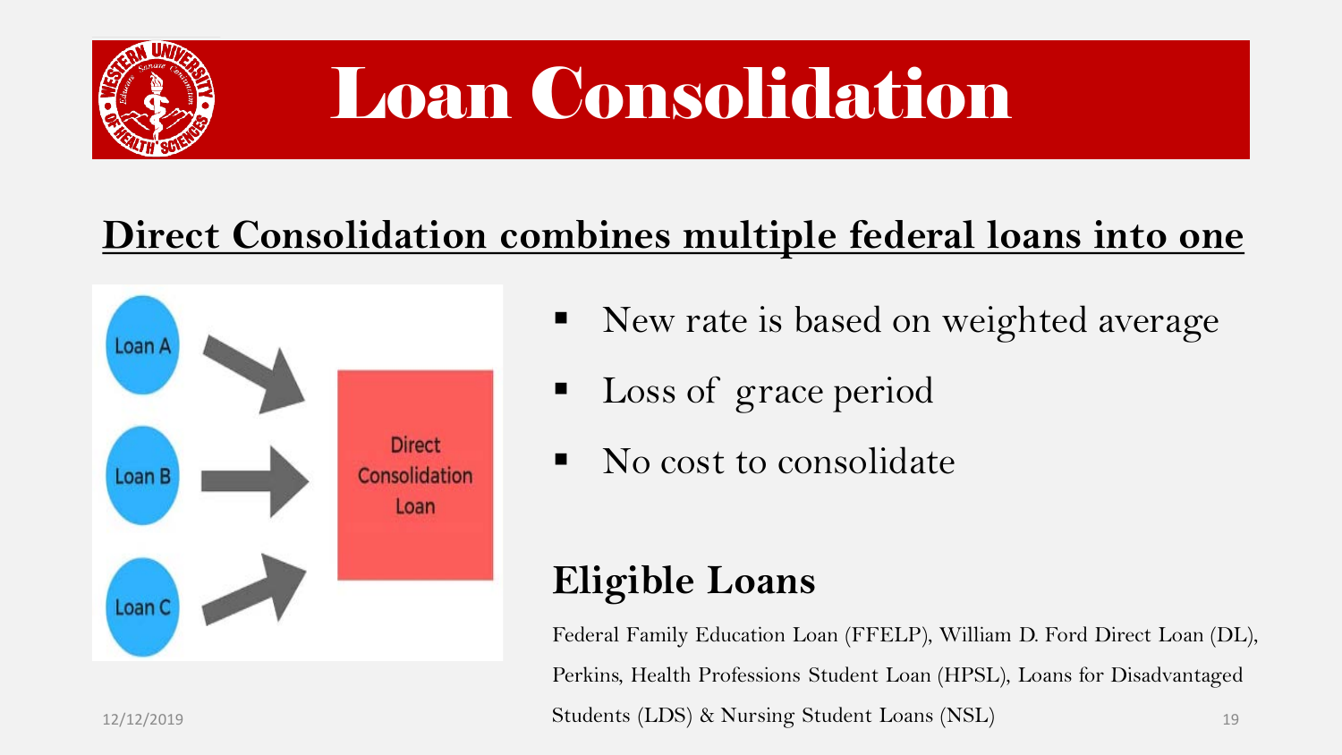# Loan Consolidation

## Direct Consolidation combines multiple federal loans into one

Loan A

Loan B

Loan C

Direct Consolidation Loan

- New rate is based on weighted average
- Loss of grace period
- No cost to consolidate

## Eligible Loans

Federal Family Education Loan (FFELP), William D. Ford Direct Loan (DL), Perkins, Health Professions Student Loan (HPSL), Loans for Disadvantaged Students (LDS) & Nursing Student Loans (NSL)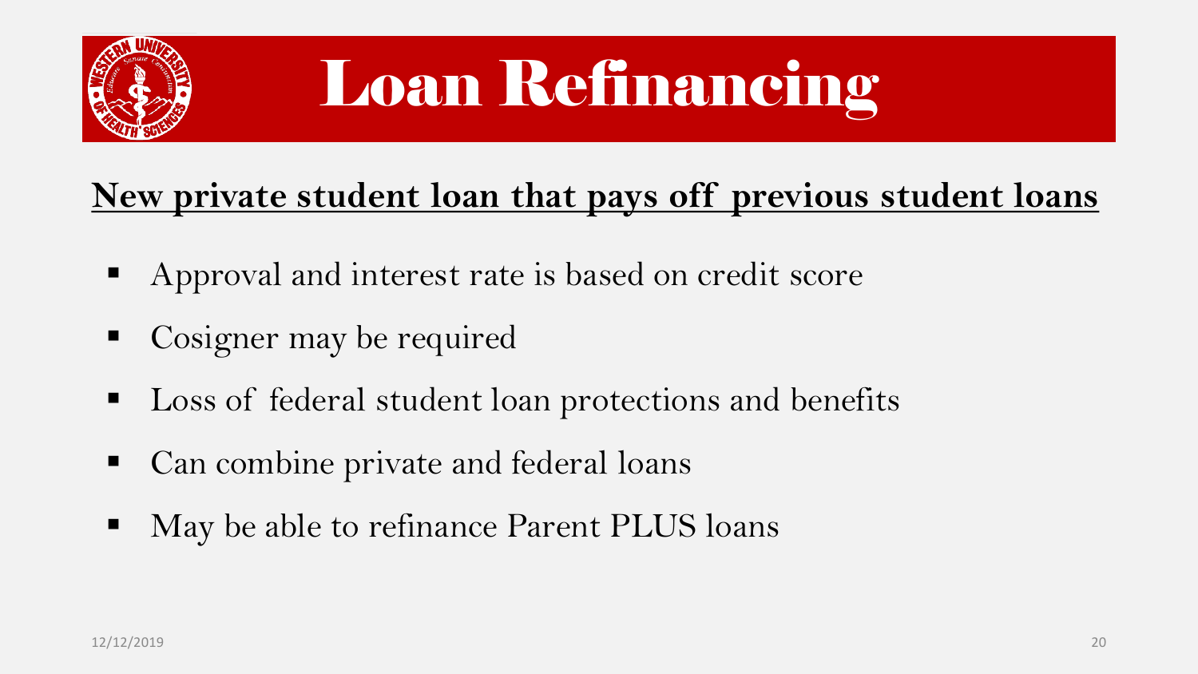# Loan Refinancing

**New private student loan that pays off previous student loans**

- Approval and interest rate is based on credit score
- Cosigner may be required
- Loss of federal student loan protections and benefits
- Can combine private and federal loans
- May be able to refinance Parent PLUS loans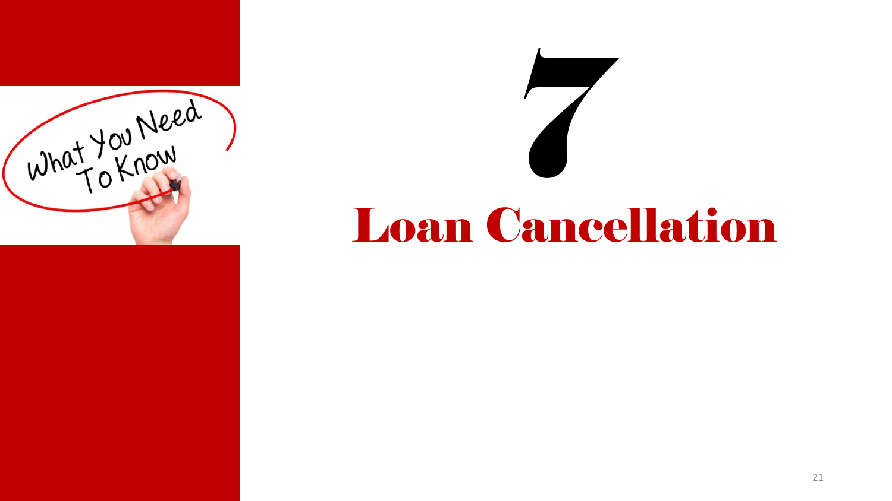# 7

# Loan Cancellation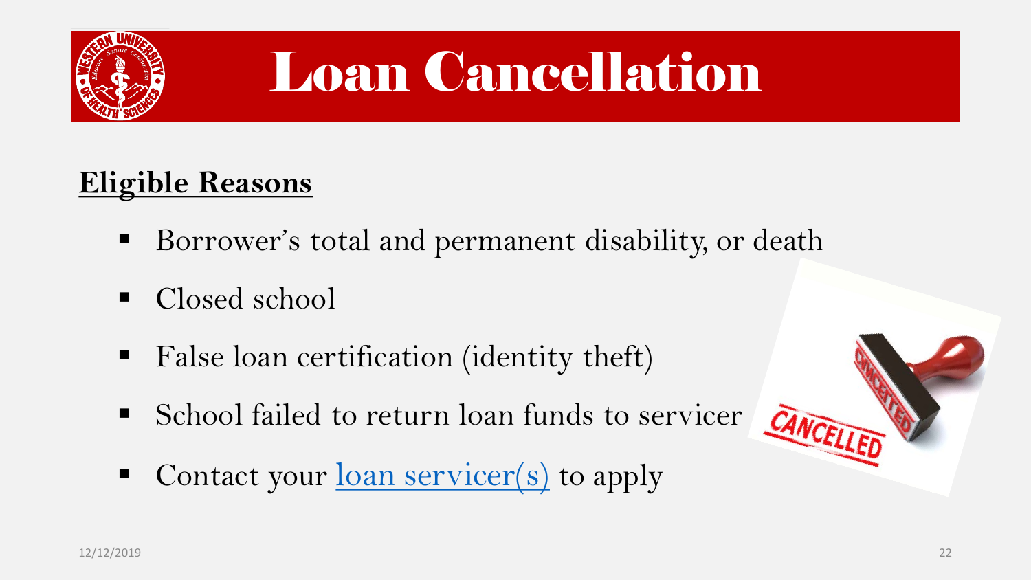# Loan Cancellation

**Eligible Reasons**

- Borrower's total and permanent disability, or death
- Closed school
- False loan certification (identity theft)
- School failed to return loan funds to servicer
- Contact your loan servicer(s) to apply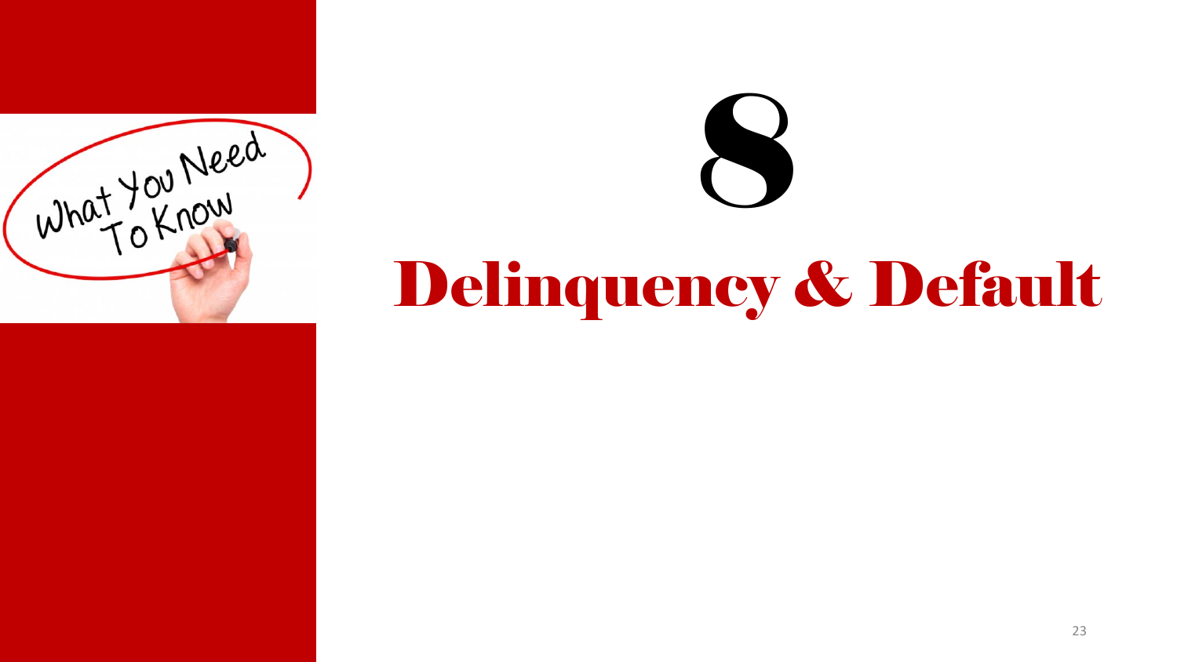# 8

# Delinquency & Default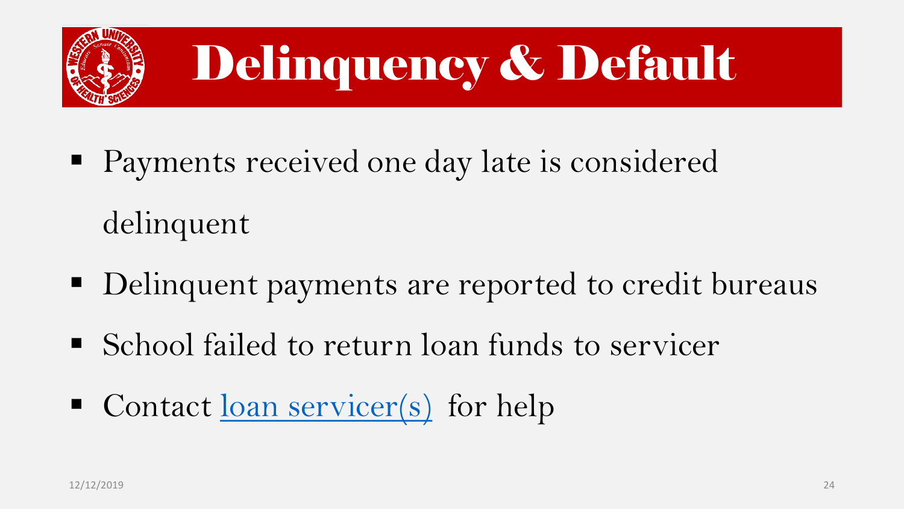# Delinquency & Default

- Payments received one day late is considered delinquent
- Delinquent payments are reported to credit bureaus
- School failed to return loan funds to servicer
- Contact [loan servicer(s)] for help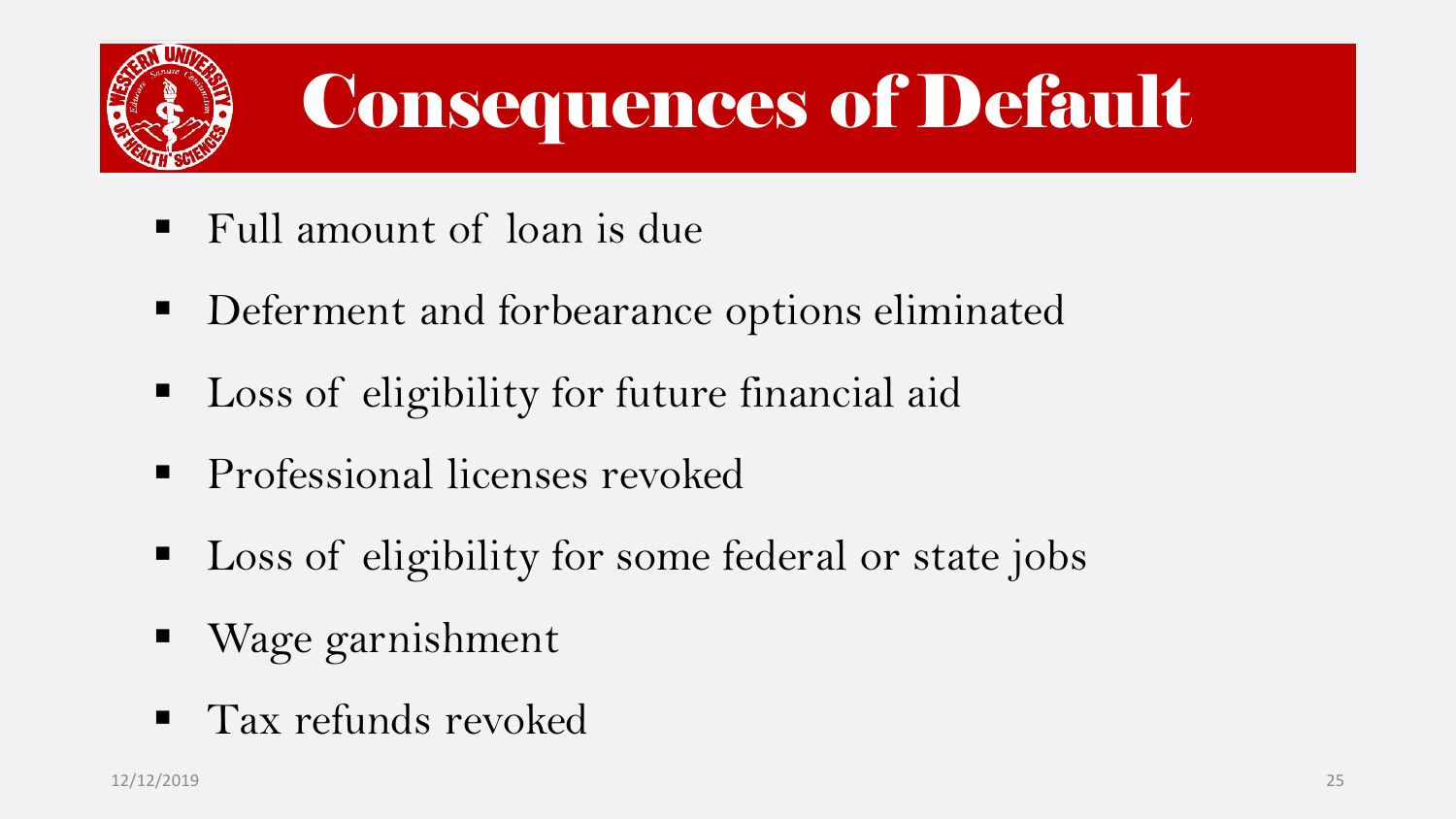# Consequences of Default

- Full amount of loan is due
- Deferment and forbearance options eliminated
- Loss of eligibility for future financial aid
- Professional licenses revoked
- Loss of eligibility for some federal or state jobs
- Wage garnishment
- Tax refunds revoked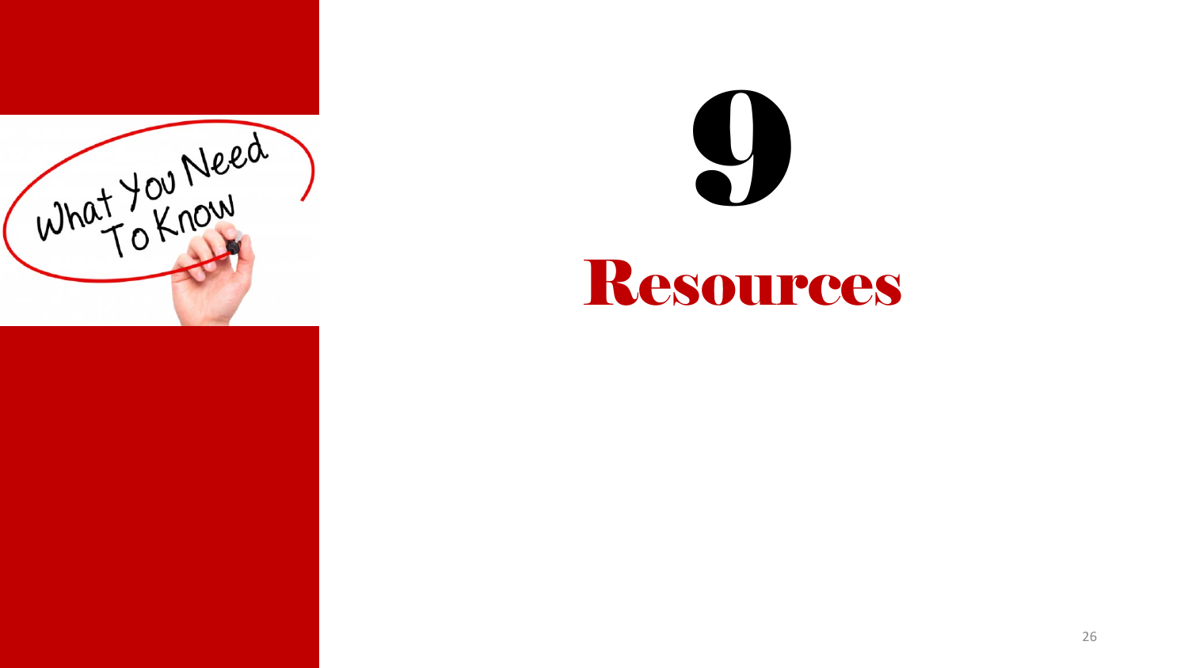# 9

# Resources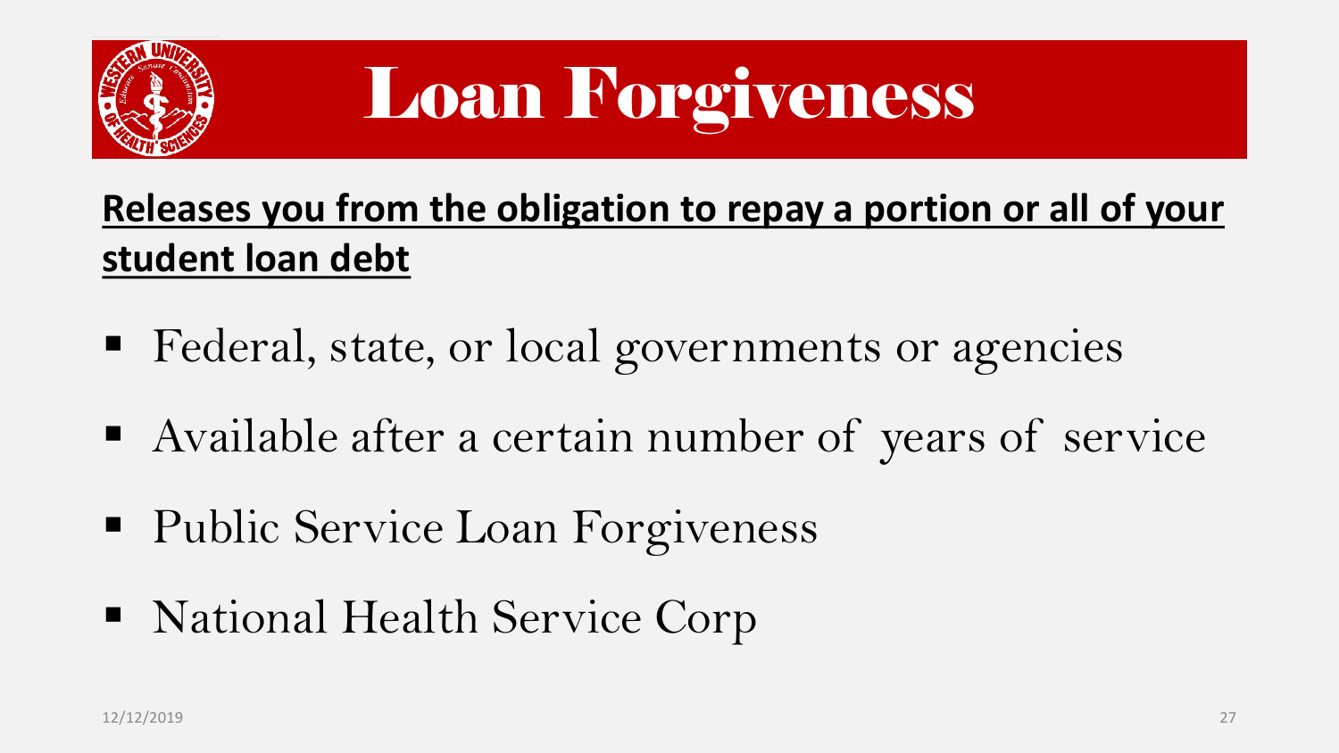# Loan Forgiveness

**Releases you from the obligation to repay a portion or all of your student loan debt**

- Federal, state, or local governments or agencies
- Available after a certain number of years of service
- Public Service Loan Forgiveness
- National Health Service Corp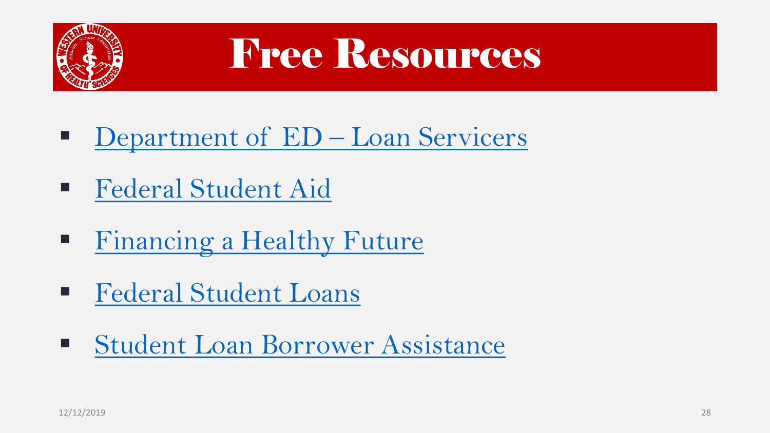# Free Resources

- Department of  ED – Loan Servicers
- Federal Student Aid
- Financing a Healthy Future
- Federal Student Loans
- Student Loan Borrower Assistance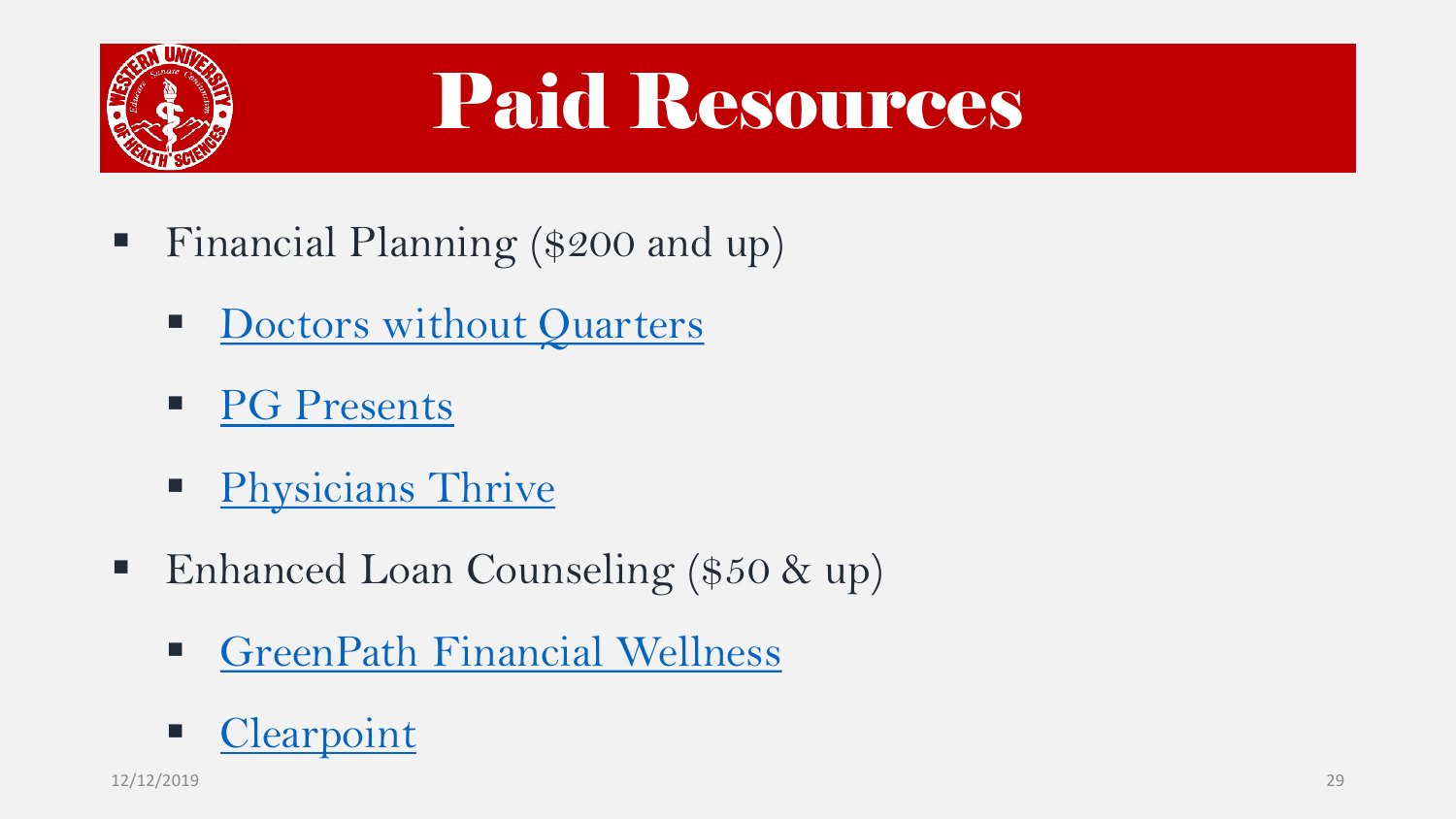# Paid Resources

- Financial Planning ($200 and up)
  - Doctors without Quarters
  - PG Presents
  - Physicians Thrive
- Enhanced Loan Counseling ($50 & up)
  - GreenPath Financial Wellness
  - Clearpoint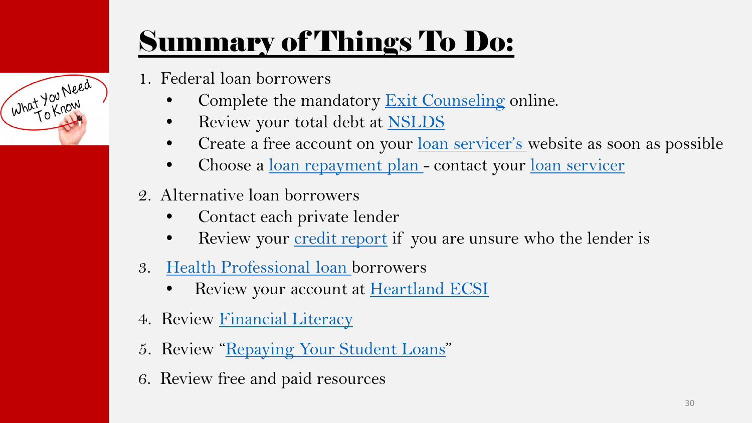# Summary of Things To Do:

1. Federal loan borrowers
   - Complete the mandatory Exit Counseling online.
   - Review your total debt at NSLDS
   - Create a free account on your loan servicer's website as soon as possible
   - Choose a loan repayment plan - contact your loan servicer
2. Alternative loan borrowers
   - Contact each private lender
   - Review your credit report if you are unsure who the lender is
3. Health Professional loan borrowers
   - Review your account at Heartland ECSI
4. Review Financial Literacy
5. Review "Repaying Your Student Loans"
6. Review free and paid resources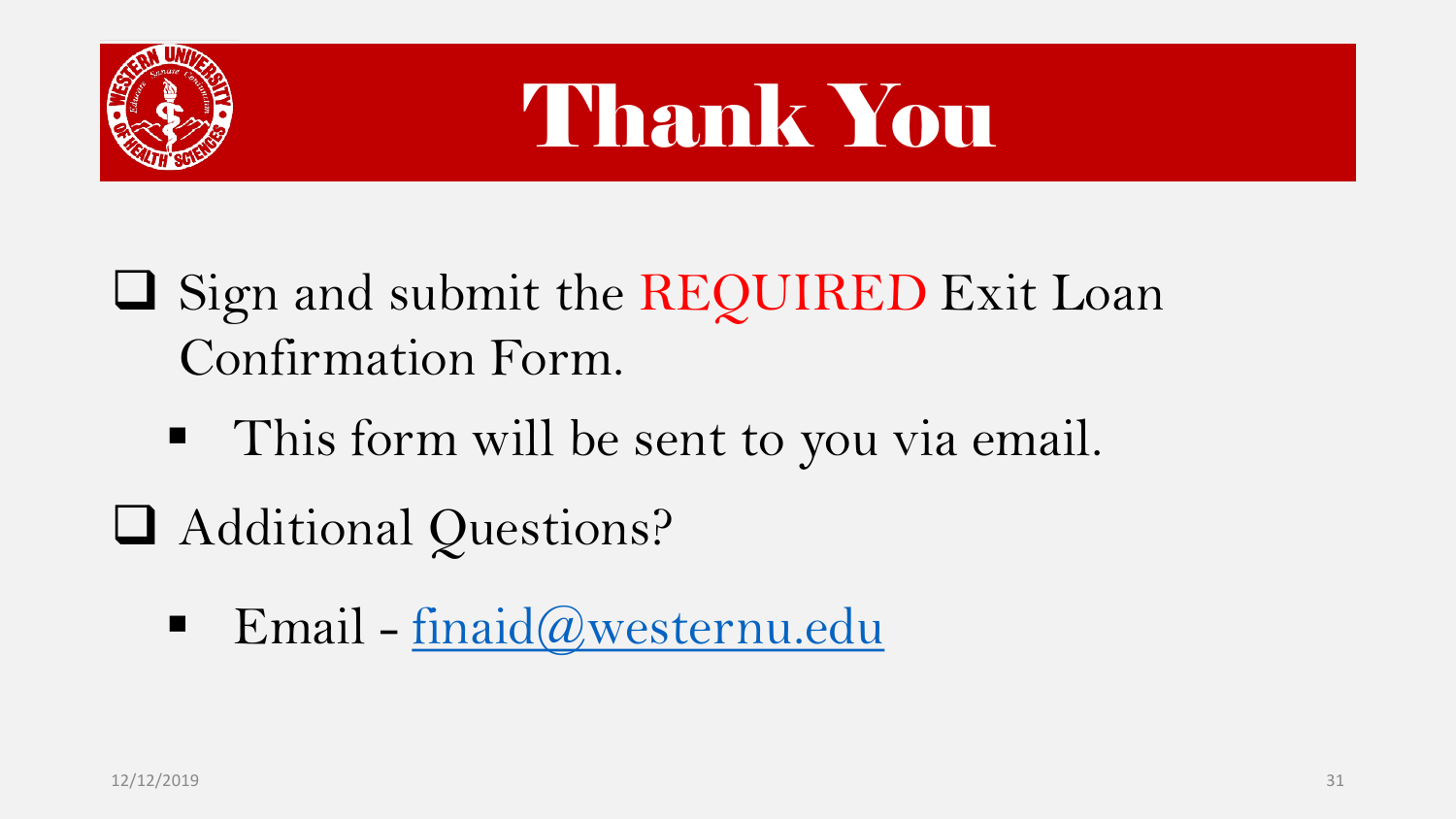# Thank You

- Sign and submit the REQUIRED Exit Loan Confirmation Form.
  - This form will be sent to you via email.
- Additional Questions?
  - Email - finaid@westernu.edu